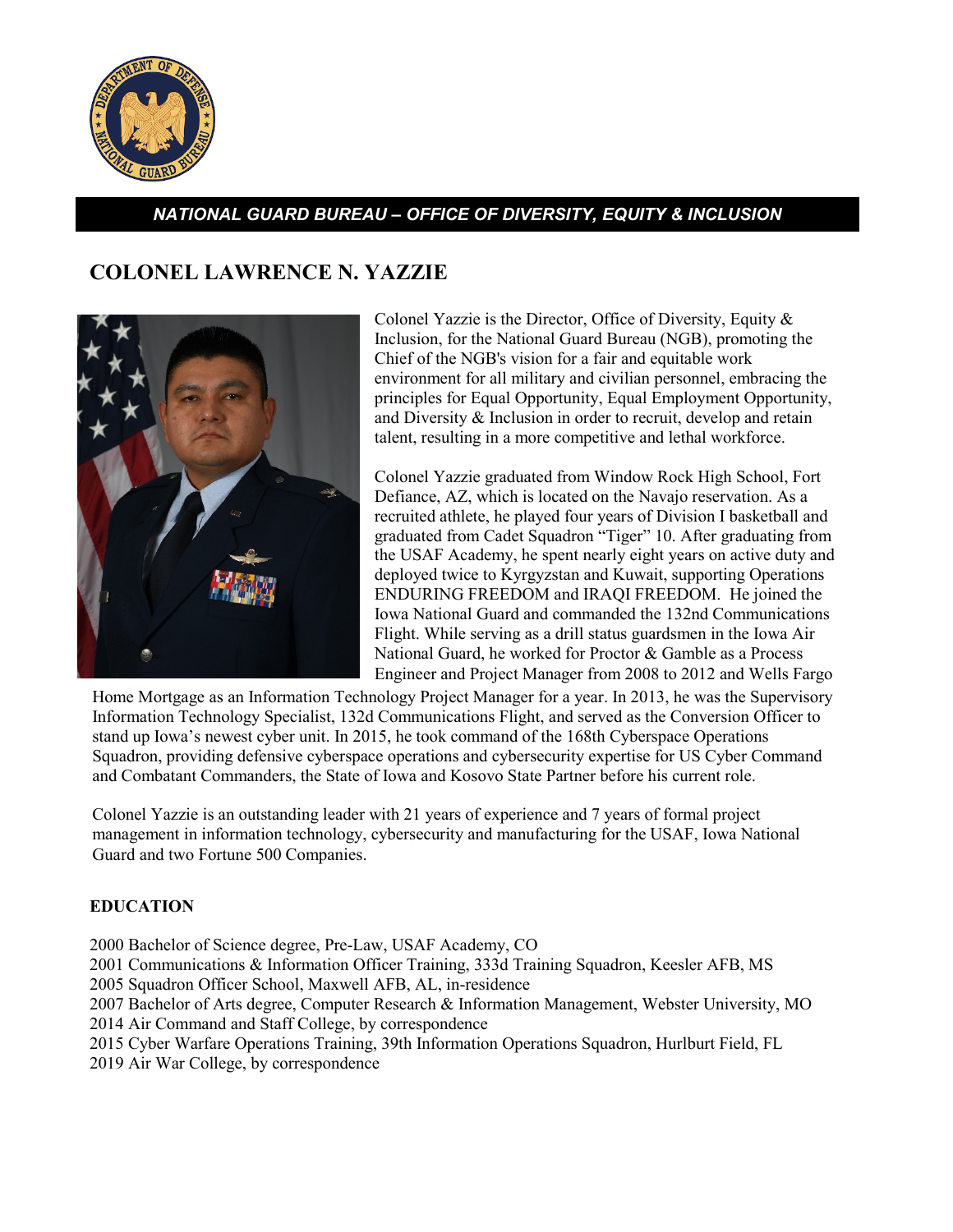**NATIONAL GUARD BUREAU – OFFICE OF DIVERSITY, EQUITY & INCLUSION**

# COLONEL LAWRENCE N. YAZZIE

Colonel Yazzie is the Director, Office of Diversity, Equity & Inclusion, for the National Guard Bureau (NGB), promoting the Chief of the NGB's vision for a fair and equitable work environment for all military and civilian personnel, embracing the principles for Equal Opportunity, Equal Employment Opportunity, and Diversity & Inclusion in order to recruit, develop and retain talent, resulting in a more competitive and lethal workforce.

Colonel Yazzie graduated from Window Rock High School, Fort Defiance, AZ, which is located on the Navajo reservation. As a recruited athlete, he played four years of Division I basketball and graduated from Cadet Squadron "Tiger" 10. After graduating from the USAF Academy, he spent nearly eight years on active duty and deployed twice to Kyrgyzstan and Kuwait, supporting Operations ENDURING FREEDOM and IRAQI FREEDOM. He joined the Iowa National Guard and commanded the 132nd Communications Flight. While serving as a drill status guardsmen in the Iowa Air National Guard, he worked for Proctor & Gamble as a Process Engineer and Project Manager from 2008 to 2012 and Wells Fargo Home Mortgage as an Information Technology Project Manager for a year. In 2013, he was the Supervisory Information Technology Specialist, 132d Communications Flight, and served as the Conversion Officer to stand up Iowa's newest cyber unit. In 2015, he took command of the 168th Cyberspace Operations Squadron, providing defensive cyberspace operations and cybersecurity expertise for US Cyber Command and Combatant Commanders, the State of Iowa and Kosovo State Partner before his current role.

Colonel Yazzie is an outstanding leader with 21 years of experience and 7 years of formal project management in information technology, cybersecurity and manufacturing for the USAF, Iowa National Guard and two Fortune 500 Companies.

## EDUCATION

2000 Bachelor of Science degree, Pre-Law, USAF Academy, CO
2001 Communications & Information Officer Training, 333d Training Squadron, Keesler AFB, MS
2005 Squadron Officer School, Maxwell AFB, AL, in-residence
2007 Bachelor of Arts degree, Computer Research & Information Management, Webster University, MO
2014 Air Command and Staff College, by correspondence
2015 Cyber Warfare Operations Training, 39th Information Operations Squadron, Hurlburt Field, FL
2019 Air War College, by correspondence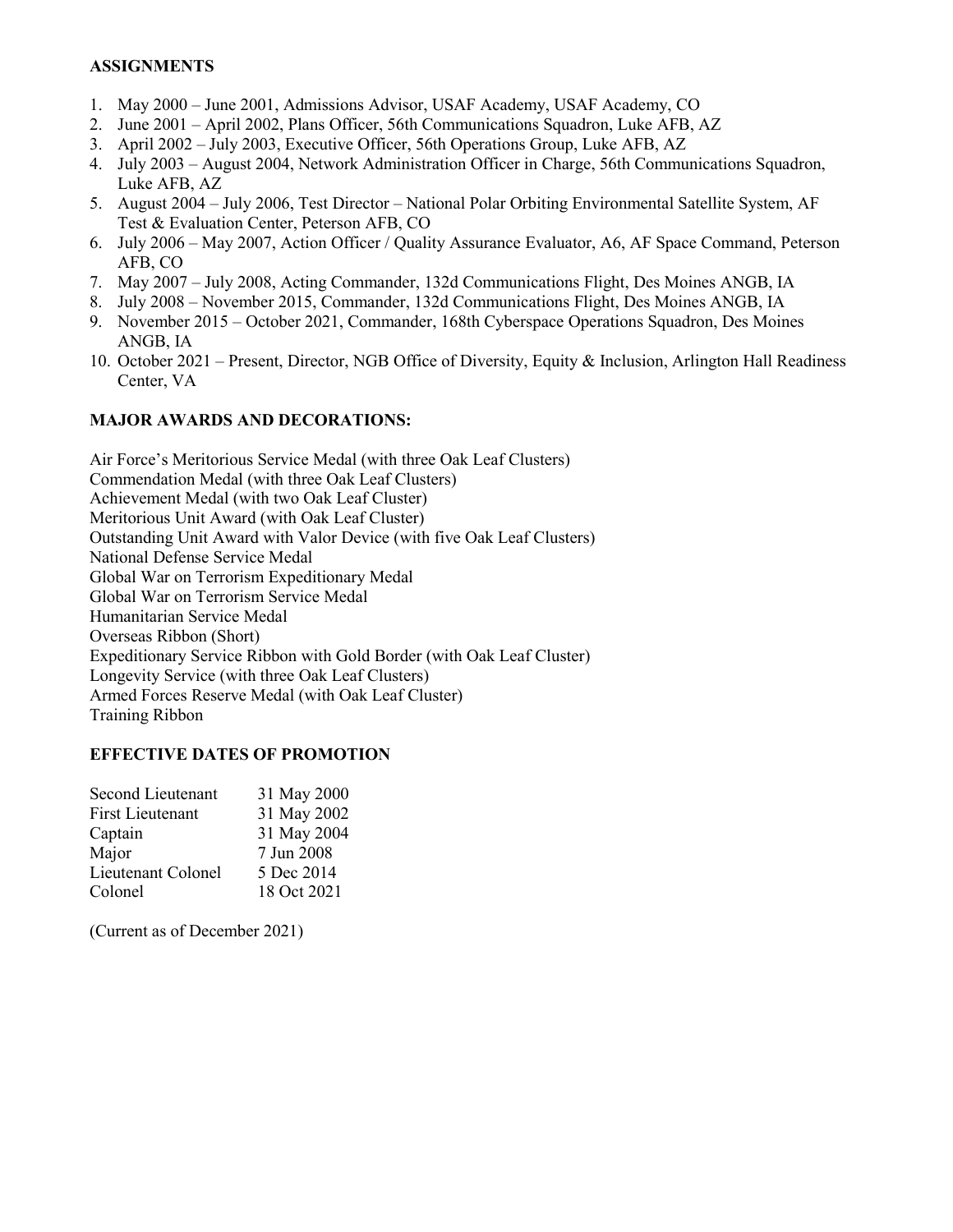**ASSIGNMENTS**

1. May 2000 – June 2001, Admissions Advisor, USAF Academy, USAF Academy, CO
2. June 2001 – April 2002, Plans Officer, 56th Communications Squadron, Luke AFB, AZ
3. April 2002 – July 2003, Executive Officer, 56th Operations Group, Luke AFB, AZ
4. July 2003 – August 2004, Network Administration Officer in Charge, 56th Communications Squadron, Luke AFB, AZ
5. August 2004 – July 2006, Test Director – National Polar Orbiting Environmental Satellite System, AF Test & Evaluation Center, Peterson AFB, CO
6. July 2006 – May 2007, Action Officer / Quality Assurance Evaluator, A6, AF Space Command, Peterson AFB, CO
7. May 2007 – July 2008, Acting Commander, 132d Communications Flight, Des Moines ANGB, IA
8. July 2008 – November 2015, Commander, 132d Communications Flight, Des Moines ANGB, IA
9. November 2015 – October 2021, Commander, 168th Cyberspace Operations Squadron, Des Moines ANGB, IA
10. October 2021 – Present, Director, NGB Office of Diversity, Equity & Inclusion, Arlington Hall Readiness Center, VA

**MAJOR AWARDS AND DECORATIONS:**

Air Force's Meritorious Service Medal (with three Oak Leaf Clusters)
Commendation Medal (with three Oak Leaf Clusters)
Achievement Medal (with two Oak Leaf Cluster)
Meritorious Unit Award (with Oak Leaf Cluster)
Outstanding Unit Award with Valor Device (with five Oak Leaf Clusters)
National Defense Service Medal
Global War on Terrorism Expeditionary Medal
Global War on Terrorism Service Medal
Humanitarian Service Medal
Overseas Ribbon (Short)
Expeditionary Service Ribbon with Gold Border (with Oak Leaf Cluster)
Longevity Service (with three Oak Leaf Clusters)
Armed Forces Reserve Medal (with Oak Leaf Cluster)
Training Ribbon

**EFFECTIVE DATES OF PROMOTION**

| | |
|---|---|
| Second Lieutenant | 31 May 2000 |
| First Lieutenant | 31 May 2002 |
| Captain | 31 May 2004 |
| Major | 7 Jun 2008 |
| Lieutenant Colonel | 5 Dec 2014 |
| Colonel | 18 Oct 2021 |

(Current as of December 2021)